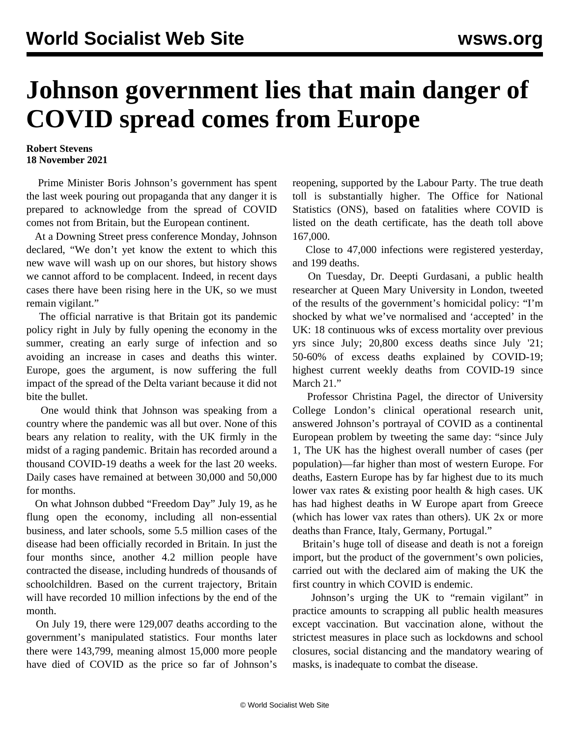# Johnson government lies that main danger of COVID spread comes from Europe

**Robert Stevens**
**18 November 2021**

Prime Minister Boris Johnson's government has spent the last week pouring out propaganda that any danger it is prepared to acknowledge from the spread of COVID comes not from Britain, but the European continent.

At a Downing Street press conference Monday, Johnson declared, "We don't yet know the extent to which this new wave will wash up on our shores, but history shows we cannot afford to be complacent. Indeed, in recent days cases there have been rising here in the UK, so we must remain vigilant."

The official narrative is that Britain got its pandemic policy right in July by fully opening the economy in the summer, creating an early surge of infection and so avoiding an increase in cases and deaths this winter. Europe, goes the argument, is now suffering the full impact of the spread of the Delta variant because it did not bite the bullet.

One would think that Johnson was speaking from a country where the pandemic was all but over. None of this bears any relation to reality, with the UK firmly in the midst of a raging pandemic. Britain has recorded around a thousand COVID-19 deaths a week for the last 20 weeks. Daily cases have remained at between 30,000 and 50,000 for months.

On what Johnson dubbed "Freedom Day" July 19, as he flung open the economy, including all non-essential business, and later schools, some 5.5 million cases of the disease had been officially recorded in Britain. In just the four months since, another 4.2 million people have contracted the disease, including hundreds of thousands of schoolchildren. Based on the current trajectory, Britain will have recorded 10 million infections by the end of the month.

On July 19, there were 129,007 deaths according to the government's manipulated statistics. Four months later there were 143,799, meaning almost 15,000 more people have died of COVID as the price so far of Johnson's reopening, supported by the Labour Party. The true death toll is substantially higher. The Office for National Statistics (ONS), based on fatalities where COVID is listed on the death certificate, has the death toll above 167,000.

Close to 47,000 infections were registered yesterday, and 199 deaths.

On Tuesday, Dr. Deepti Gurdasani, a public health researcher at Queen Mary University in London, tweeted of the results of the government's homicidal policy: "I'm shocked by what we've normalised and 'accepted' in the UK: 18 continuous wks of excess mortality over previous yrs since July; 20,800 excess deaths since July '21; 50-60% of excess deaths explained by COVID-19; highest current weekly deaths from COVID-19 since March 21."

Professor Christina Pagel, the director of University College London's clinical operational research unit, answered Johnson's portrayal of COVID as a continental European problem by tweeting the same day: "since July 1, The UK has the highest overall number of cases (per population)—far higher than most of western Europe. For deaths, Eastern Europe has by far highest due to its much lower vax rates & existing poor health & high cases. UK has had highest deaths in W Europe apart from Greece (which has lower vax rates than others). UK 2x or more deaths than France, Italy, Germany, Portugal."

Britain's huge toll of disease and death is not a foreign import, but the product of the government's own policies, carried out with the declared aim of making the UK the first country in which COVID is endemic.

Johnson's urging the UK to "remain vigilant" in practice amounts to scrapping all public health measures except vaccination. But vaccination alone, without the strictest measures in place such as lockdowns and school closures, social distancing and the mandatory wearing of masks, is inadequate to combat the disease.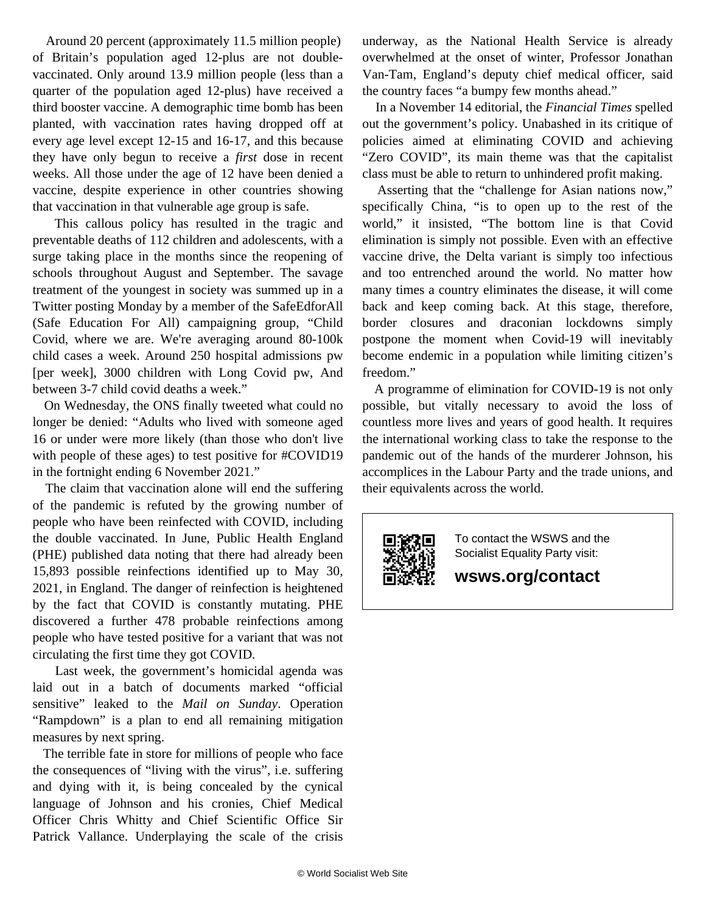Around 20 percent (approximately 11.5 million people) of Britain's population aged 12-plus are not double-vaccinated. Only around 13.9 million people (less than a quarter of the population aged 12-plus) have received a third booster vaccine. A demographic time bomb has been planted, with vaccination rates having dropped off at every age level except 12-15 and 16-17, and this because they have only begun to receive a *first* dose in recent weeks. All those under the age of 12 have been denied a vaccine, despite experience in other countries showing that vaccination in that vulnerable age group is safe.

This callous policy has resulted in the tragic and preventable deaths of 112 children and adolescents, with a surge taking place in the months since the reopening of schools throughout August and September. The savage treatment of the youngest in society was summed up in a Twitter posting Monday by a member of the SafeEdforAll (Safe Education For All) campaigning group, "Child Covid, where we are. We're averaging around 80-100k child cases a week. Around 250 hospital admissions pw [per week], 3000 children with Long Covid pw, And between 3-7 child covid deaths a week."

On Wednesday, the ONS finally tweeted what could no longer be denied: "Adults who lived with someone aged 16 or under were more likely (than those who don't live with people of these ages) to test positive for #COVID19 in the fortnight ending 6 November 2021."

The claim that vaccination alone will end the suffering of the pandemic is refuted by the growing number of people who have been reinfected with COVID, including the double vaccinated. In June, Public Health England (PHE) published data noting that there had already been 15,893 possible reinfections identified up to May 30, 2021, in England. The danger of reinfection is heightened by the fact that COVID is constantly mutating. PHE discovered a further 478 probable reinfections among people who have tested positive for a variant that was not circulating the first time they got COVID.

Last week, the government's homicidal agenda was laid out in a batch of documents marked "official sensitive" leaked to the *Mail on Sunday*. Operation "Rampdown" is a plan to end all remaining mitigation measures by next spring.

The terrible fate in store for millions of people who face the consequences of "living with the virus", i.e. suffering and dying with it, is being concealed by the cynical language of Johnson and his cronies, Chief Medical Officer Chris Whitty and Chief Scientific Office Sir Patrick Vallance. Underplaying the scale of the crisis underway, as the National Health Service is already overwhelmed at the onset of winter, Professor Jonathan Van-Tam, England's deputy chief medical officer, said the country faces "a bumpy few months ahead."

In a November 14 editorial, the *Financial Times* spelled out the government's policy. Unabashed in its critique of policies aimed at eliminating COVID and achieving "Zero COVID", its main theme was that the capitalist class must be able to return to unhindered profit making.

Asserting that the "challenge for Asian nations now," specifically China, "is to open up to the rest of the world," it insisted, "The bottom line is that Covid elimination is simply not possible. Even with an effective vaccine drive, the Delta variant is simply too infectious and too entrenched around the world. No matter how many times a country eliminates the disease, it will come back and keep coming back. At this stage, therefore, border closures and draconian lockdowns simply postpone the moment when Covid-19 will inevitably become endemic in a population while limiting citizen's freedom."

A programme of elimination for COVID-19 is not only possible, but vitally necessary to avoid the loss of countless more lives and years of good health. It requires the international working class to take the response to the pandemic out of the hands of the murderer Johnson, his accomplices in the Labour Party and the trade unions, and their equivalents across the world.

To contact the WSWS and the Socialist Equality Party visit:

**wsws.org/contact**